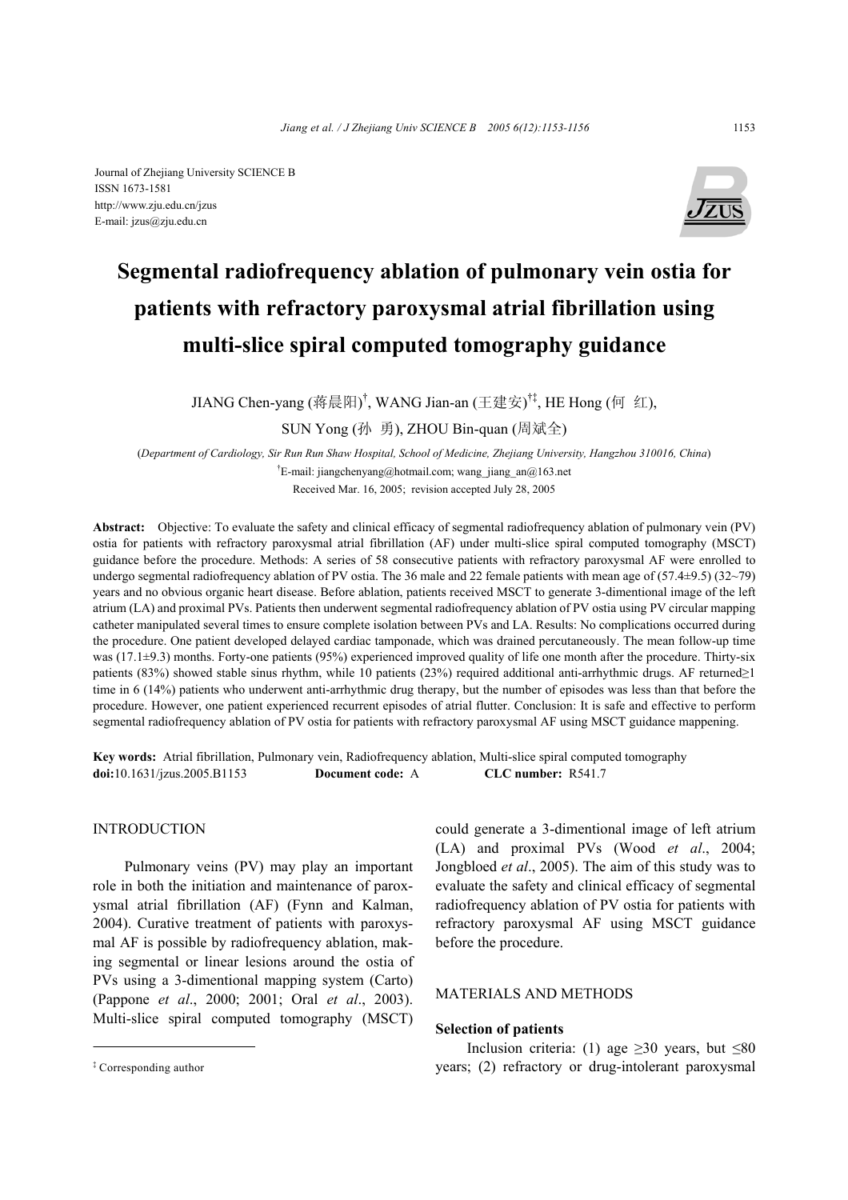Journal of Zhejiang University SCIENCE B
ISSN 1673-1581
http://www.zju.edu.cn/jzus
E-mail: jzus@zju.edu.cn

# Segmental radiofrequency ablation of pulmonary vein ostia for patients with refractory paroxysmal atrial fibrillation using multi-slice spiral computed tomography guidance

JIANG Chen-yang (蒋晨阳)[†], WANG Jian-an (王建安)[†‡], HE Hong (何 红), SUN Yong (孙 勇), ZHOU Bin-quan (周斌全)

(*Department of Cardiology, Sir Run Run Shaw Hospital, School of Medicine, Zhejiang University, Hangzhou 310016, China*)

[†]E-mail: jiangchenyang@hotmail.com; wang_jiang_an@163.net

Received Mar. 16, 2005; revision accepted July 28, 2005

**Abstract:** Objective: To evaluate the safety and clinical efficacy of segmental radiofrequency ablation of pulmonary vein (PV) ostia for patients with refractory paroxysmal atrial fibrillation (AF) under multi-slice spiral computed tomography (MSCT) guidance before the procedure. Methods: A series of 58 consecutive patients with refractory paroxysmal AF were enrolled to undergo segmental radiofrequency ablation of PV ostia. The 36 male and 22 female patients with mean age of (57.4±9.5) (32~79) years and no obvious organic heart disease. Before ablation, patients received MSCT to generate 3-dimentional image of the left atrium (LA) and proximal PVs. Patients then underwent segmental radiofrequency ablation of PV ostia using PV circular mapping catheter manipulated several times to ensure complete isolation between PVs and LA. Results: No complications occurred during the procedure. One patient developed delayed cardiac tamponade, which was drained percutaneously. The mean follow-up time was (17.1±9.3) months. Forty-one patients (95%) experienced improved quality of life one month after the procedure. Thirty-six patients (83%) showed stable sinus rhythm, while 10 patients (23%) required additional anti-arrhythmic drugs. AF returned≥1 time in 6 (14%) patients who underwent anti-arrhythmic drug therapy, but the number of episodes was less than that before the procedure. However, one patient experienced recurrent episodes of atrial flutter. Conclusion: It is safe and effective to perform segmental radiofrequency ablation of PV ostia for patients with refractory paroxysmal AF using MSCT guidance mappening.

**Key words:** Atrial fibrillation, Pulmonary vein, Radiofrequency ablation, Multi-slice spiral computed tomography
**doi:**10.1631/jzus.2005.B1153 **Document code:** A **CLC number:** R541.7

## INTRODUCTION

Pulmonary veins (PV) may play an important role in both the initiation and maintenance of paroxysmal atrial fibrillation (AF) (Fynn and Kalman, 2004). Curative treatment of patients with paroxysmal AF is possible by radiofrequency ablation, making segmental or linear lesions around the ostia of PVs using a 3-dimentional mapping system (Carto) (Pappone *et al*., 2000; 2001; Oral *et al*., 2003). Multi-slice spiral computed tomography (MSCT) could generate a 3-dimentional image of left atrium (LA) and proximal PVs (Wood *et al*., 2004; Jongbloed *et al*., 2005). The aim of this study was to evaluate the safety and clinical efficacy of segmental radiofrequency ablation of PV ostia for patients with refractory paroxysmal AF using MSCT guidance before the procedure.

## MATERIALS AND METHODS

### Selection of patients

Inclusion criteria: (1) age ≥30 years, but ≤80 years; (2) refractory or drug-intolerant paroxysmal

[‡] Corresponding author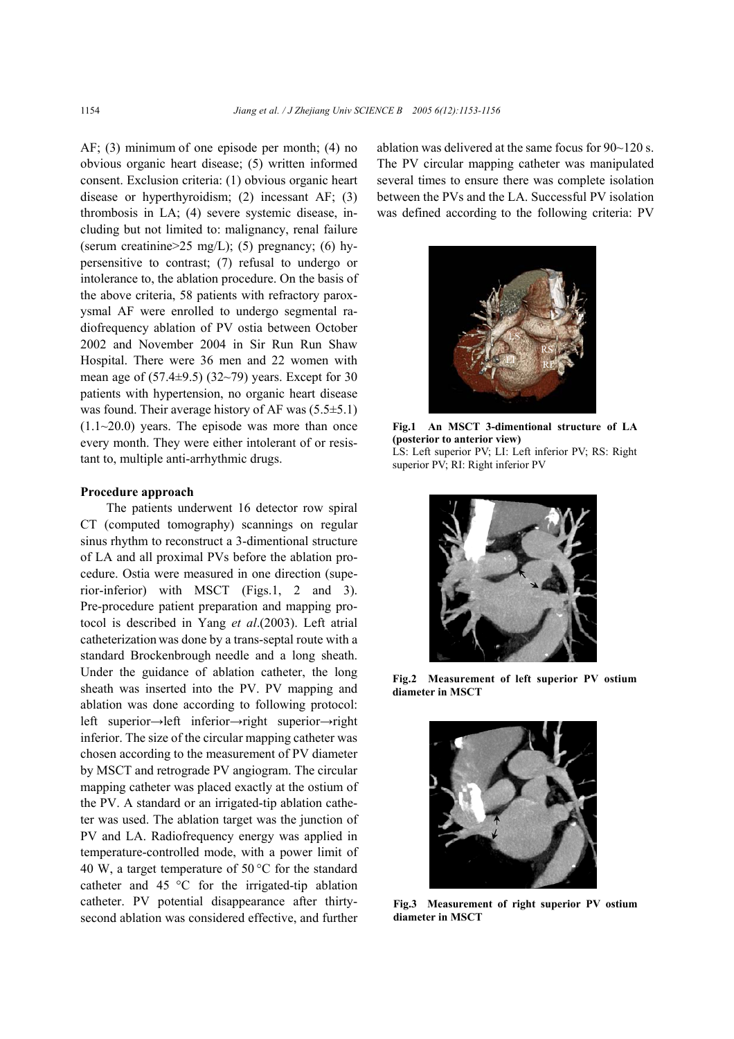AF; (3) minimum of one episode per month; (4) no obvious organic heart disease; (5) written informed consent. Exclusion criteria: (1) obvious organic heart disease or hyperthyroidism; (2) incessant AF; (3) thrombosis in LA; (4) severe systemic disease, including but not limited to: malignancy, renal failure (serum creatinine>25 mg/L); (5) pregnancy; (6) hypersensitive to contrast; (7) refusal to undergo or intolerance to, the ablation procedure. On the basis of the above criteria, 58 patients with refractory paroxysmal AF were enrolled to undergo segmental radiofrequency ablation of PV ostia between October 2002 and November 2004 in Sir Run Run Shaw Hospital. There were 36 men and 22 women with mean age of (57.4±9.5) (32~79) years. Except for 30 patients with hypertension, no organic heart disease was found. Their average history of AF was (5.5±5.1) (1.1~20.0) years. The episode was more than once every month. They were either intolerant of or resistant to, multiple anti-arrhythmic drugs.

**Procedure approach**

The patients underwent 16 detector row spiral CT (computed tomography) scannings on regular sinus rhythm to reconstruct a 3-dimentional structure of LA and all proximal PVs before the ablation procedure. Ostia were measured in one direction (superior-inferior) with MSCT (Figs.1, 2 and 3). Pre-procedure patient preparation and mapping protocol is described in Yang *et al*.(2003). Left atrial catheterization was done by a trans-septal route with a standard Brockenbrough needle and a long sheath. Under the guidance of ablation catheter, the long sheath was inserted into the PV. PV mapping and ablation was done according to following protocol: left superior→left inferior→right superior→right inferior. The size of the circular mapping catheter was chosen according to the measurement of PV diameter by MSCT and retrograde PV angiogram. The circular mapping catheter was placed exactly at the ostium of the PV. A standard or an irrigated-tip ablation catheter was used. The ablation target was the junction of PV and LA. Radiofrequency energy was applied in temperature-controlled mode, with a power limit of 40 W, a target temperature of 50 °C for the standard catheter and 45 °C for the irrigated-tip ablation catheter. PV potential disappearance after thirty-second ablation was considered effective, and further ablation was delivered at the same focus for 90~120 s. The PV circular mapping catheter was manipulated several times to ensure there was complete isolation between the PVs and the LA. Successful PV isolation was defined according to the following criteria: PV

**Fig.1 An MSCT 3-dimentional structure of LA (posterior to anterior view)**
LS: Left superior PV; LI: Left inferior PV; RS: Right superior PV; RI: Right inferior PV

**Fig.2 Measurement of left superior PV ostium diameter in MSCT**

**Fig.3 Measurement of right superior PV ostium diameter in MSCT**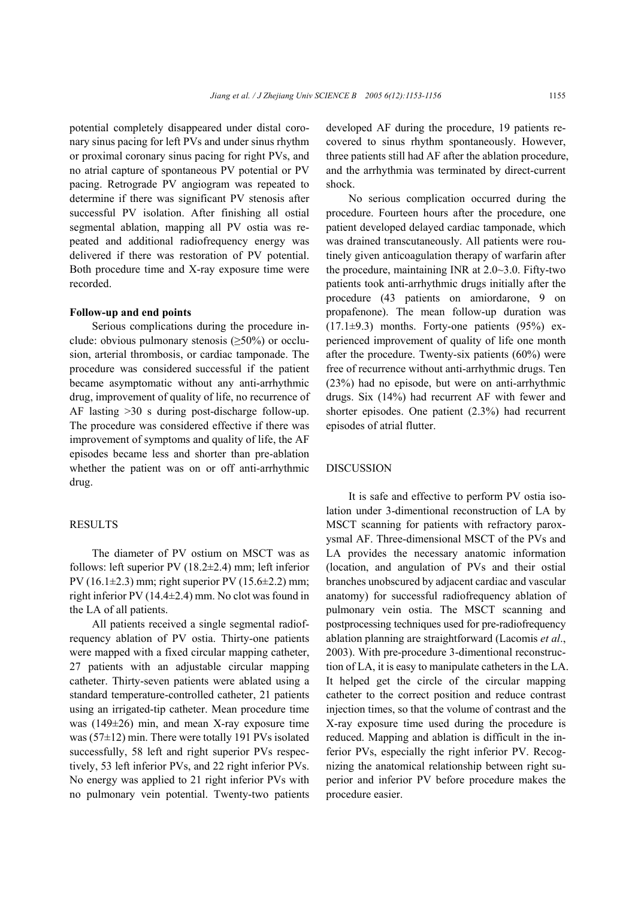potential completely disappeared under distal coronary sinus pacing for left PVs and under sinus rhythm or proximal coronary sinus pacing for right PVs, and no atrial capture of spontaneous PV potential or PV pacing. Retrograde PV angiogram was repeated to determine if there was significant PV stenosis after successful PV isolation. After finishing all ostial segmental ablation, mapping all PV ostia was repeated and additional radiofrequency energy was delivered if there was restoration of PV potential. Both procedure time and X-ray exposure time were recorded.

### Follow-up and end points

Serious complications during the procedure include: obvious pulmonary stenosis (≥50%) or occlusion, arterial thrombosis, or cardiac tamponade. The procedure was considered successful if the patient became asymptomatic without any anti-arrhythmic drug, improvement of quality of life, no recurrence of AF lasting >30 s during post-discharge follow-up. The procedure was considered effective if there was improvement of symptoms and quality of life, the AF episodes became less and shorter than pre-ablation whether the patient was on or off anti-arrhythmic drug.

## RESULTS

The diameter of PV ostium on MSCT was as follows: left superior PV (18.2±2.4) mm; left inferior PV (16.1±2.3) mm; right superior PV (15.6±2.2) mm; right inferior PV (14.4±2.4) mm. No clot was found in the LA of all patients.

All patients received a single segmental radiofrequency ablation of PV ostia. Thirty-one patients were mapped with a fixed circular mapping catheter, 27 patients with an adjustable circular mapping catheter. Thirty-seven patients were ablated using a standard temperature-controlled catheter, 21 patients using an irrigated-tip catheter. Mean procedure time was (149±26) min, and mean X-ray exposure time was (57±12) min. There were totally 191 PVs isolated successfully, 58 left and right superior PVs respectively, 53 left inferior PVs, and 22 right inferior PVs. No energy was applied to 21 right inferior PVs with no pulmonary vein potential. Twenty-two patients developed AF during the procedure, 19 patients recovered to sinus rhythm spontaneously. However, three patients still had AF after the ablation procedure, and the arrhythmia was terminated by direct-current shock.

No serious complication occurred during the procedure. Fourteen hours after the procedure, one patient developed delayed cardiac tamponade, which was drained transcutaneously. All patients were routinely given anticoagulation therapy of warfarin after the procedure, maintaining INR at 2.0~3.0. Fifty-two patients took anti-arrhythmic drugs initially after the procedure (43 patients on amiordarone, 9 on propafenone). The mean follow-up duration was (17.1±9.3) months. Forty-one patients (95%) experienced improvement of quality of life one month after the procedure. Twenty-six patients (60%) were free of recurrence without anti-arrhythmic drugs. Ten (23%) had no episode, but were on anti-arrhythmic drugs. Six (14%) had recurrent AF with fewer and shorter episodes. One patient (2.3%) had recurrent episodes of atrial flutter.

## DISCUSSION

It is safe and effective to perform PV ostia isolation under 3-dimentional reconstruction of LA by MSCT scanning for patients with refractory paroxysmal AF. Three-dimensional MSCT of the PVs and LA provides the necessary anatomic information (location, and angulation of PVs and their ostial branches unobscured by adjacent cardiac and vascular anatomy) for successful radiofrequency ablation of pulmonary vein ostia. The MSCT scanning and postprocessing techniques used for pre-radiofrequency ablation planning are straightforward (Lacomis *et al*., 2003). With pre-procedure 3-dimentional reconstruction of LA, it is easy to manipulate catheters in the LA. It helped get the circle of the circular mapping catheter to the correct position and reduce contrast injection times, so that the volume of contrast and the X-ray exposure time used during the procedure is reduced. Mapping and ablation is difficult in the inferior PVs, especially the right inferior PV. Recognizing the anatomical relationship between right superior and inferior PV before procedure makes the procedure easier.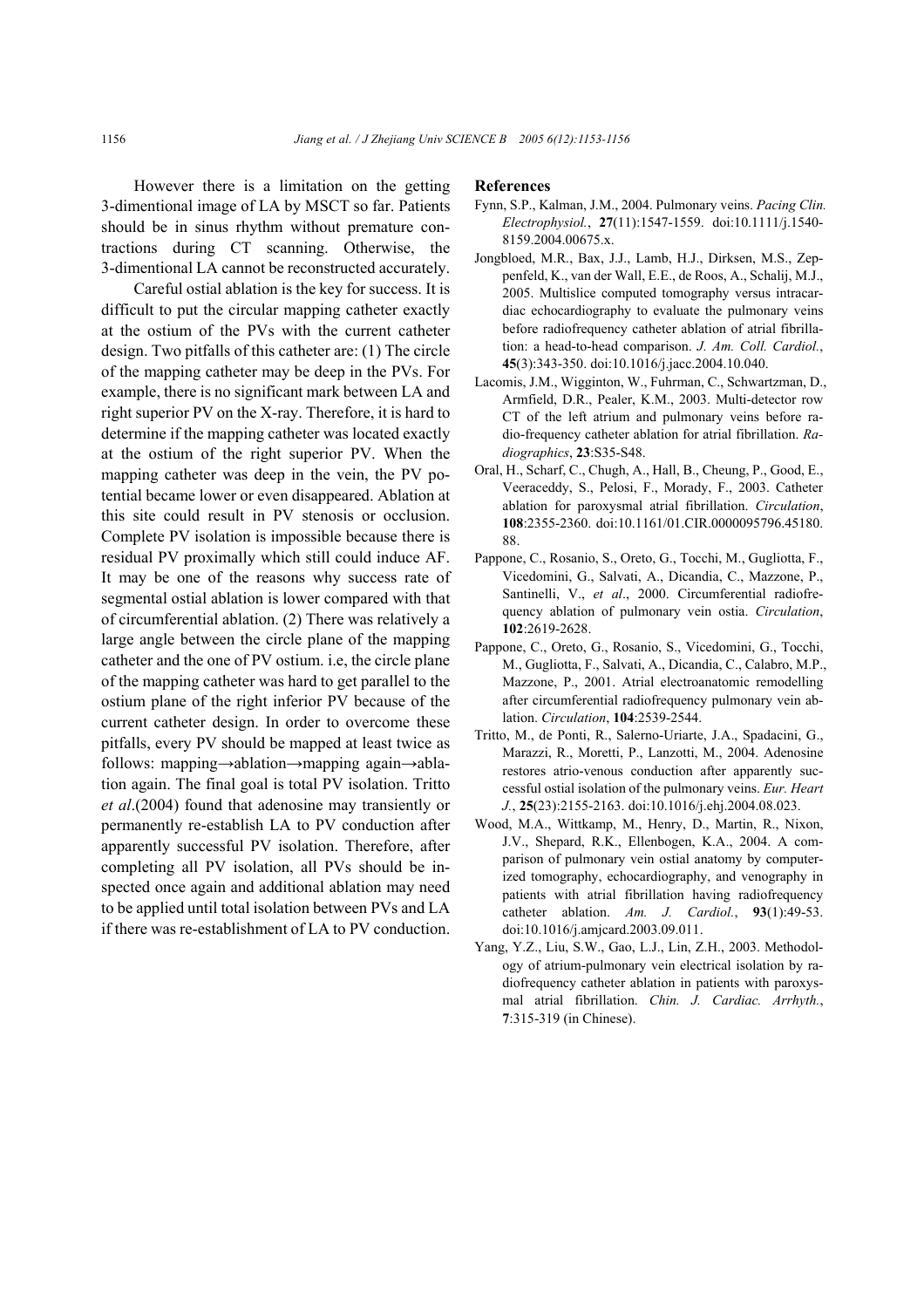However there is a limitation on the getting 3-dimentional image of LA by MSCT so far. Patients should be in sinus rhythm without premature contractions during CT scanning. Otherwise, the 3-dimentional LA cannot be reconstructed accurately.

Careful ostial ablation is the key for success. It is difficult to put the circular mapping catheter exactly at the ostium of the PVs with the current catheter design. Two pitfalls of this catheter are: (1) The circle of the mapping catheter may be deep in the PVs. For example, there is no significant mark between LA and right superior PV on the X-ray. Therefore, it is hard to determine if the mapping catheter was located exactly at the ostium of the right superior PV. When the mapping catheter was deep in the vein, the PV potential became lower or even disappeared. Ablation at this site could result in PV stenosis or occlusion. Complete PV isolation is impossible because there is residual PV proximally which still could induce AF. It may be one of the reasons why success rate of segmental ostial ablation is lower compared with that of circumferential ablation. (2) There was relatively a large angle between the circle plane of the mapping catheter and the one of PV ostium. i.e, the circle plane of the mapping catheter was hard to get parallel to the ostium plane of the right inferior PV because of the current catheter design. In order to overcome these pitfalls, every PV should be mapped at least twice as follows: mapping→ablation→mapping again→ablation again. The final goal is total PV isolation. Tritto *et al*.(2004) found that adenosine may transiently or permanently re-establish LA to PV conduction after apparently successful PV isolation. Therefore, after completing all PV isolation, all PVs should be inspected once again and additional ablation may need to be applied until total isolation between PVs and LA if there was re-establishment of LA to PV conduction.

## References

Fynn, S.P., Kalman, J.M., 2004. Pulmonary veins. *Pacing Clin. Electrophysiol.*, **27**(11):1547-1559. doi:10.1111/j.1540-8159.2004.00675.x.

Jongbloed, M.R., Bax, J.J., Lamb, H.J., Dirksen, M.S., Zeppenfeld, K., van der Wall, E.E., de Roos, A., Schalij, M.J., 2005. Multislice computed tomography versus intracardiac echocardiography to evaluate the pulmonary veins before radiofrequency catheter ablation of atrial fibrillation: a head-to-head comparison. *J. Am. Coll. Cardiol.*, **45**(3):343-350. doi:10.1016/j.jacc.2004.10.040.

Lacomis, J.M., Wigginton, W., Fuhrman, C., Schwartzman, D., Armfield, D.R., Pealer, K.M., 2003. Multi-detector row CT of the left atrium and pulmonary veins before radio-frequency catheter ablation for atrial fibrillation. *Radiographics*, **23**:S35-S48.

Oral, H., Scharf, C., Chugh, A., Hall, B., Cheung, P., Good, E., Veeraceddy, S., Pelosi, F., Morady, F., 2003. Catheter ablation for paroxysmal atrial fibrillation. *Circulation*, **108**:2355-2360. doi:10.1161/01.CIR.0000095796.45180.88.

Pappone, C., Rosanio, S., Oreto, G., Tocchi, M., Gugliotta, F., Vicedomini, G., Salvati, A., Dicandia, C., Mazzone, P., Santinelli, V., *et al*., 2000. Circumferential radiofrequency ablation of pulmonary vein ostia. *Circulation*, **102**:2619-2628.

Pappone, C., Oreto, G., Rosanio, S., Vicedomini, G., Tocchi, M., Gugliotta, F., Salvati, A., Dicandia, C., Calabro, M.P., Mazzone, P., 2001. Atrial electroanatomic remodelling after circumferential radiofrequency pulmonary vein ablation. *Circulation*, **104**:2539-2544.

Tritto, M., de Ponti, R., Salerno-Uriarte, J.A., Spadacini, G., Marazzi, R., Moretti, P., Lanzotti, M., 2004. Adenosine restores atrio-venous conduction after apparently successful ostial isolation of the pulmonary veins. *Eur. Heart J.*, **25**(23):2155-2163. doi:10.1016/j.ehj.2004.08.023.

Wood, M.A., Wittkamp, M., Henry, D., Martin, R., Nixon, J.V., Shepard, R.K., Ellenbogen, K.A., 2004. A comparison of pulmonary vein ostial anatomy by computerized tomography, echocardiography, and venography in patients with atrial fibrillation having radiofrequency catheter ablation. *Am. J. Cardiol.*, **93**(1):49-53. doi:10.1016/j.amjcard.2003.09.011.

Yang, Y.Z., Liu, S.W., Gao, L.J., Lin, Z.H., 2003. Methodology of atrium-pulmonary vein electrical isolation by radiofrequency catheter ablation in patients with paroxysmal atrial fibrillation. *Chin. J. Cardiac. Arrhyth.*, **7**:315-319 (in Chinese).